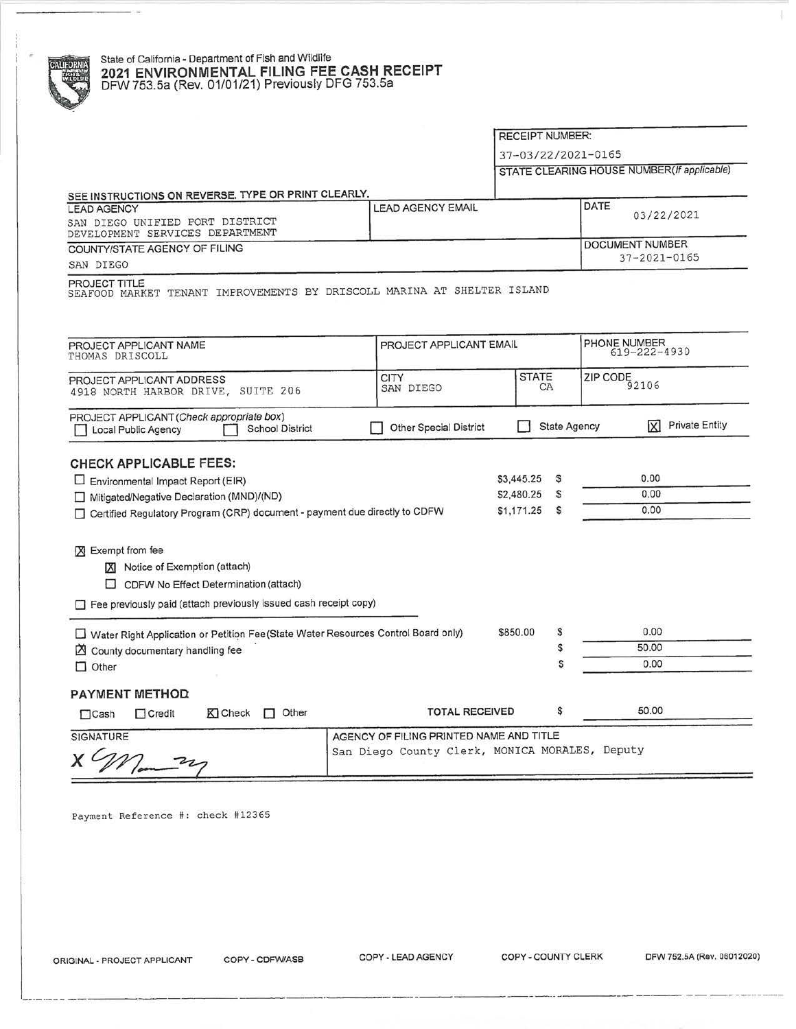State of California - Department of Fish and Wildlife

# 2021 ENVIRONMENTAL FILING FEE CASH RECEIPT

DFW 753.5a (Rev. 01/01/21) Previously DFG 753.5a

| RECEIPT NUMBER: |
|---|
| 37-03/22/2021-0165 |
| STATE CLEARING HOUSE NUMBER(If applicable) |
| |

SEE INSTRUCTIONS ON REVERSE. TYPE OR PRINT CLEARLY.

| LEAD AGENCY | LEAD AGENCY EMAIL | DATE |
|---|---|---|
| SAN DIEGO UNIFIED PORT DISTRICT<br>DEVELOPMENT SERVICES DEPARTMENT | | 03/22/2021 |
| COUNTY/STATE AGENCY OF FILING | | DOCUMENT NUMBER |
| SAN DIEGO | | 37-2021-0165 |

PROJECT TITLE
SEAFOOD MARKET TENANT IMPROVEMENTS BY DRISCOLL MARINA AT SHELTER ISLAND

| PROJECT APPLICANT NAME | PROJECT APPLICANT EMAIL | | PHONE NUMBER |
|---|---|---|---|
| THOMAS DRISCOLL | | | 619-222-4930 |
| PROJECT APPLICANT ADDRESS | CITY | STATE | ZIP CODE |
| 4918 NORTH HARBOR DRIVE, SUITE 206 | SAN DIEGO | CA | 92106 |

PROJECT APPLICANT (Check appropriate box)

- [ ] Local Public Agency
- [ ] School District
- [ ] Other Special District
- [ ] State Agency
- [x] Private Entity

## CHECK APPLICABLE FEES:

| | | |
|---|---|---|
| ☐ Environmental Impact Report (EIR) | $3,445.25 | $ 0.00 |
| ☐ Mitigated/Negative Declaration (MND)/(ND) | $2,480.25 | $ 0.00 |
| ☐ Certified Regulatory Program (CRP) document - payment due directly to CDFW | $1,171.25 | $ 0.00 |

- [x] Exempt from fee
  - [x] Notice of Exemption (attach)
  - [ ] CDFW No Effect Determination (attach)
- [ ] Fee previously paid (attach previously issued cash receipt copy)

| | | |
|---|---|---|
| ☐ Water Right Application or Petition Fee (State Water Resources Control Board only) | $850.00 | $ 0.00 |
| ☒ County documentary handling fee | | $ 50.00 |
| ☐ Other | | $ 0.00 |

## PAYMENT METHOD

- [ ] Cash
- [ ] Credit
- [x] Check
- [ ] Other

**TOTAL RECEIVED** $ 50.00

| SIGNATURE | AGENCY OF FILING PRINTED NAME AND TITLE |
|---|---|
| X [signature] | San Diego County Clerk, MONICA MORALES, Deputy |

Payment Reference #: check #12365

ORIGINAL - PROJECT APPLICANT    COPY - CDFW/ASB    COPY - LEAD AGENCY    COPY - COUNTY CLERK    DFW 753.5A (Rev. 08012020)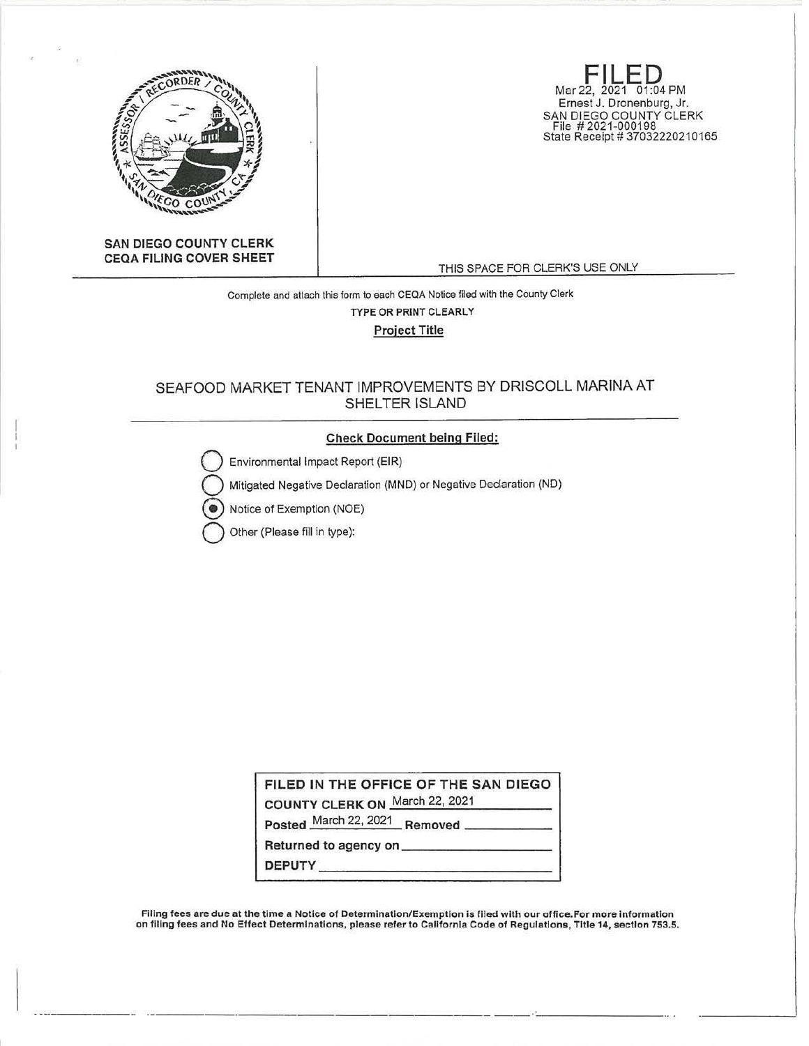**SAN DIEGO COUNTY CLERK**
**CEQA FILING COVER SHEET**

**FILED**
Mar 22, 2021 01:04 PM
Ernest J. Dronenburg, Jr.
SAN DIEGO COUNTY CLERK
File # 2021-000198
State Receipt # 37032220210165

THIS SPACE FOR CLERK'S USE ONLY

Complete and attach this form to each CEQA Notice filed with the County Clerk

TYPE OR PRINT CLEARLY

**Project Title**

SEAFOOD MARKET TENANT IMPROVEMENTS BY DRISCOLL MARINA AT SHELTER ISLAND

**Check Document being Filed:**

- ( ) Environmental Impact Report (EIR)
- ( ) Mitigated Negative Declaration (MND) or Negative Declaration (ND)
- (●) Notice of Exemption (NOE)
- ( ) Other (Please fill in type):

**FILED IN THE OFFICE OF THE SAN DIEGO COUNTY CLERK ON** March 22, 2021

**Posted** March 22, 2021 **Removed** \_\_\_\_\_\_\_\_\_\_

**Returned to agency on** \_\_\_\_\_\_\_\_\_\_

**DEPUTY** \_\_\_\_\_\_\_\_\_\_

**Filing fees are due at the time a Notice of Determination/Exemption is filed with our office. For more information on filing fees and No Effect Determinations, please refer to California Code of Regulations, Title 14, section 753.5.**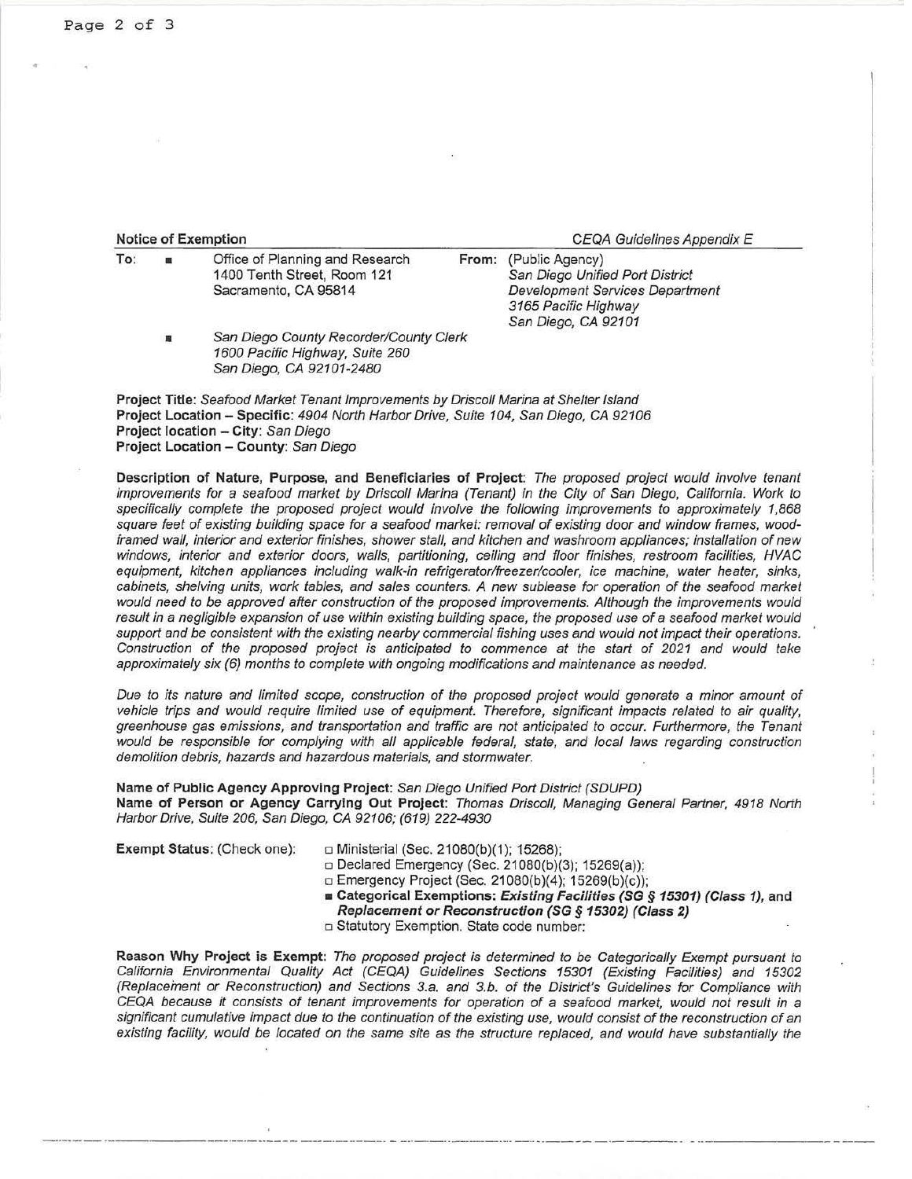**Notice of Exemption** *CEQA Guidelines Appendix E*

**To:** ■ Office of Planning and Research
1400 Tenth Street, Room 121
Sacramento, CA 95814

■ *San Diego County Recorder/County Clerk*
*1600 Pacific Highway, Suite 260*
*San Diego, CA 92101-2480*

**From:** (Public Agency)
*San Diego Unified Port District*
*Development Services Department*
*3165 Pacific Highway*
*San Diego, CA 92101*

**Project Title**: *Seafood Market Tenant Improvements by Driscoll Marina at Shelter Island*
**Project Location – Specific**: *4904 North Harbor Drive, Suite 104, San Diego, CA 92106*
**Project location – City**: *San Diego*
**Project Location – County**: *San Diego*

**Description of Nature, Purpose, and Beneficiaries of Project**: *The proposed project would involve tenant improvements for a seafood market by Driscoll Marina (Tenant) in the City of San Diego, California. Work to specifically complete the proposed project would involve the following improvements to approximately 1,868 square feet of existing building space for a seafood market: removal of existing door and window frames, wood-framed wall, interior and exterior finishes, shower stall, and kitchen and washroom appliances; installation of new windows, interior and exterior doors, walls, partitioning, ceiling and floor finishes, restroom facilities, HVAC equipment, kitchen appliances including walk-in refrigerator/freezer/cooler, ice machine, water heater, sinks, cabinets, shelving units, work tables, and sales counters. A new sublease for operation of the seafood market would need to be approved after construction of the proposed improvements. Although the improvements would result in a negligible expansion of use within existing building space, the proposed use of a seafood market would support and be consistent with the existing nearby commercial fishing uses and would not impact their operations. Construction of the proposed project is anticipated to commence at the start of 2021 and would take approximately six (6) months to complete with ongoing modifications and maintenance as needed.*

*Due to its nature and limited scope, construction of the proposed project would generate a minor amount of vehicle trips and would require limited use of equipment. Therefore, significant impacts related to air quality, greenhouse gas emissions, and transportation and traffic are not anticipated to occur. Furthermore, the Tenant would be responsible for complying with all applicable federal, state, and local laws regarding construction demolition debris, hazards and hazardous materials, and stormwater.*

**Name of Public Agency Approving Project**: *San Diego Unified Port District (SDUPD)*
**Name of Person or Agency Carrying Out Project**: *Thomas Driscoll, Managing General Partner, 4918 North Harbor Drive, Suite 206, San Diego, CA 92106; (619) 222-4930*

**Exempt Status**: (Check one):

- □ Ministerial (Sec. 21080(b)(1); 15268);
- □ Declared Emergency (Sec. 21080(b)(3); 15269(a));
- □ Emergency Project (Sec. 21080(b)(4); 15269(b)(c));
- ■ **Categorical Exemptions: *Existing Facilities (SG § 15301) (Class 1),* and *Replacement or Reconstruction (SG § 15302) (Class 2)***
- □ Statutory Exemption. State code number:

**Reason Why Project is Exempt**: *The proposed project is determined to be Categorically Exempt pursuant to California Environmental Quality Act (CEQA) Guidelines Sections 15301 (Existing Facilities) and 15302 (Replacement or Reconstruction) and Sections 3.a. and 3.b. of the District's Guidelines for Compliance with CEQA because it consists of tenant improvements for operation of a seafood market, would not result in a significant cumulative impact due to the continuation of the existing use, would consist of the reconstruction of an existing facility, would be located on the same site as the structure replaced, and would have substantially the*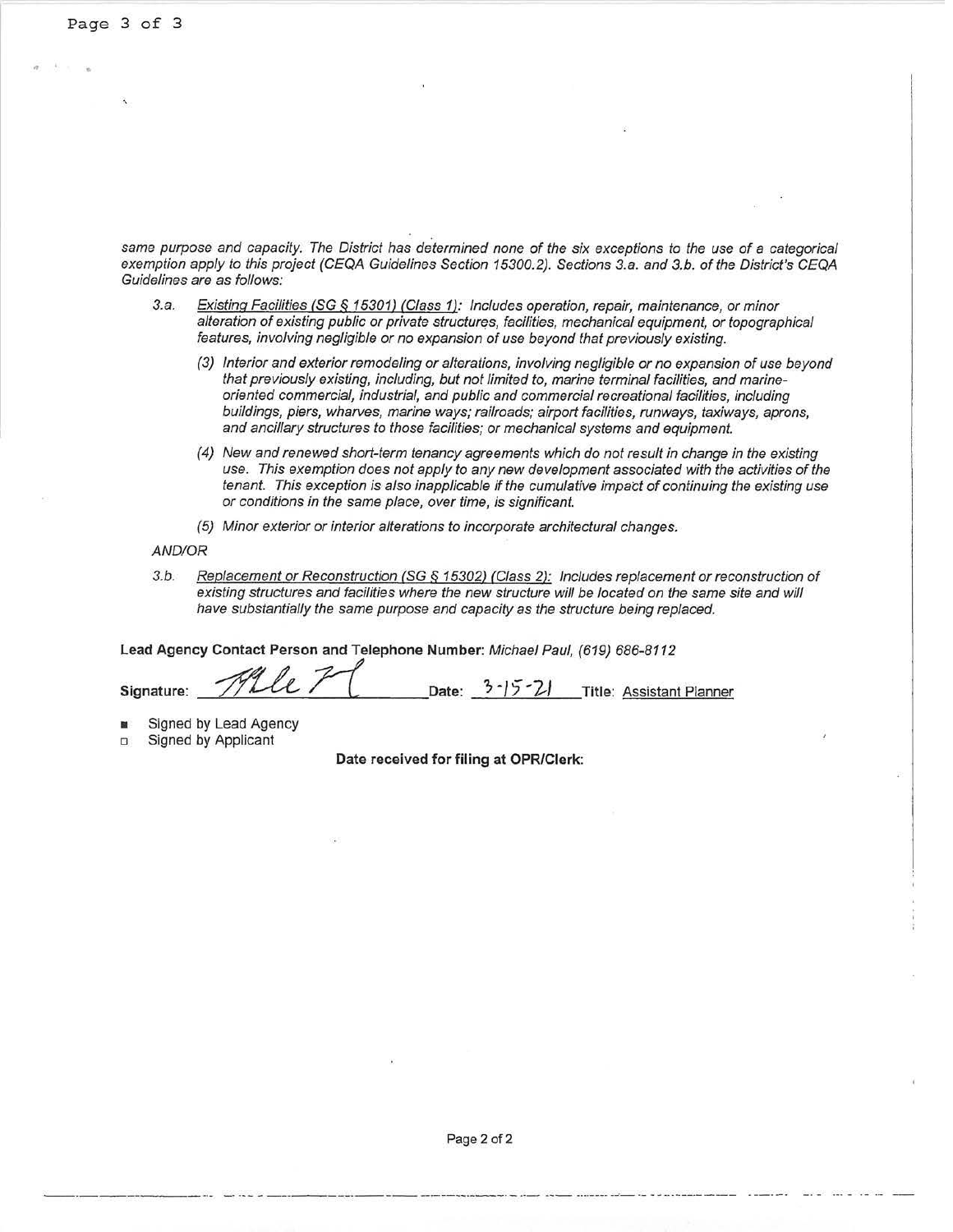*same purpose and capacity. The District has determined none of the six exceptions to the use of a categorical exemption apply to this project (CEQA Guidelines Section 15300.2). Sections 3.a. and 3.b. of the District's CEQA Guidelines are as follows:*

3.a. *Existing Facilities (SG § 15301) (Class 1): Includes operation, repair, maintenance, or minor alteration of existing public or private structures, facilities, mechanical equipment, or topographical features, involving negligible or no expansion of use beyond that previously existing.*

(3) *Interior and exterior remodeling or alterations, involving negligible or no expansion of use beyond that previously existing, including, but not limited to, marine terminal facilities, and marine-oriented commercial, industrial, and public and commercial recreational facilities, including buildings, piers, wharves, marine ways; railroads; airport facilities, runways, taxiways, aprons, and ancillary structures to those facilities; or mechanical systems and equipment.*

(4) *New and renewed short-term tenancy agreements which do not result in change in the existing use. This exemption does not apply to any new development associated with the activities of the tenant. This exception is also inapplicable if the cumulative impact of continuing the existing use or conditions in the same place, over time, is significant.*

(5) *Minor exterior or interior alterations to incorporate architectural changes.*

*AND/OR*

3.b. *Replacement or Reconstruction (SG § 15302) (Class 2): Includes replacement or reconstruction of existing structures and facilities where the new structure will be located on the same site and will have substantially the same purpose and capacity as the structure being replaced.*

**Lead Agency Contact Person and Telephone Number:** *Michael Paul, (619) 686-8112*

**Signature:** [signature] **Date:** 3-15-21 **Title:** Assistant Planner

- ■ Signed by Lead Agency
- □ Signed by Applicant

**Date received for filing at OPR/Clerk:**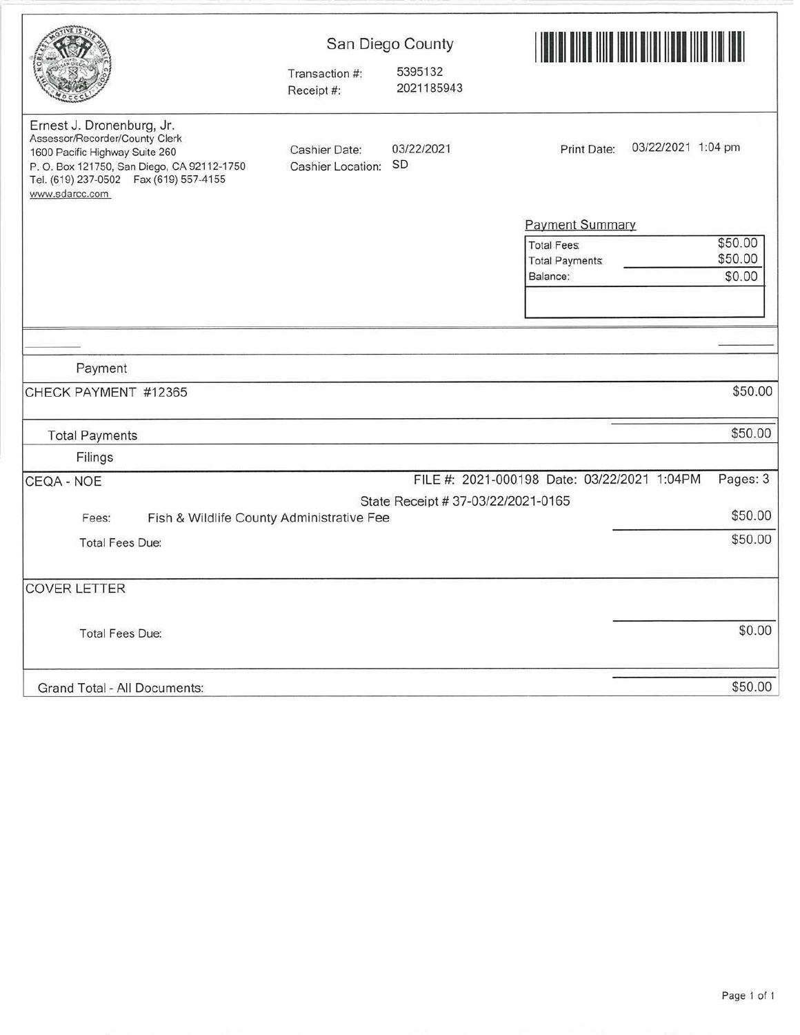San Diego County

Transaction #: 5395132
Receipt #: 2021185943

Ernest J. Dronenburg, Jr.
Assessor/Recorder/County Clerk
1600 Pacific Highway Suite 260
P. O. Box 121750, San Diego, CA 92112-1750
Tel. (619) 237-0502 Fax (619) 557-4155
www.sdarcc.com

Cashier Date: 03/22/2021
Cashier Location: SD

Print Date: 03/22/2021 1:04 pm

**Payment Summary**

| | |
|---|---|
| Total Fees | $50.00 |
| Total Payments | $50.00 |
| Balance: | $0.00 |

**Payment**

| | |
|---|---|
| CHECK PAYMENT #12365 | $50.00 |
| Total Payments | $50.00 |

**Filings**

CEQA - NOE — FILE #: 2021-000198 Date: 03/22/2021 1:04PM — Pages: 3

State Receipt # 37-03/22/2021-0165

| | |
|---|---|
| Fees: Fish & Wildlife County Administrative Fee | $50.00 |
| Total Fees Due: | $50.00 |

COVER LETTER

| | |
|---|---|
| Total Fees Due: | $0.00 |

| | |
|---|---|
| Grand Total - All Documents: | $50.00 |